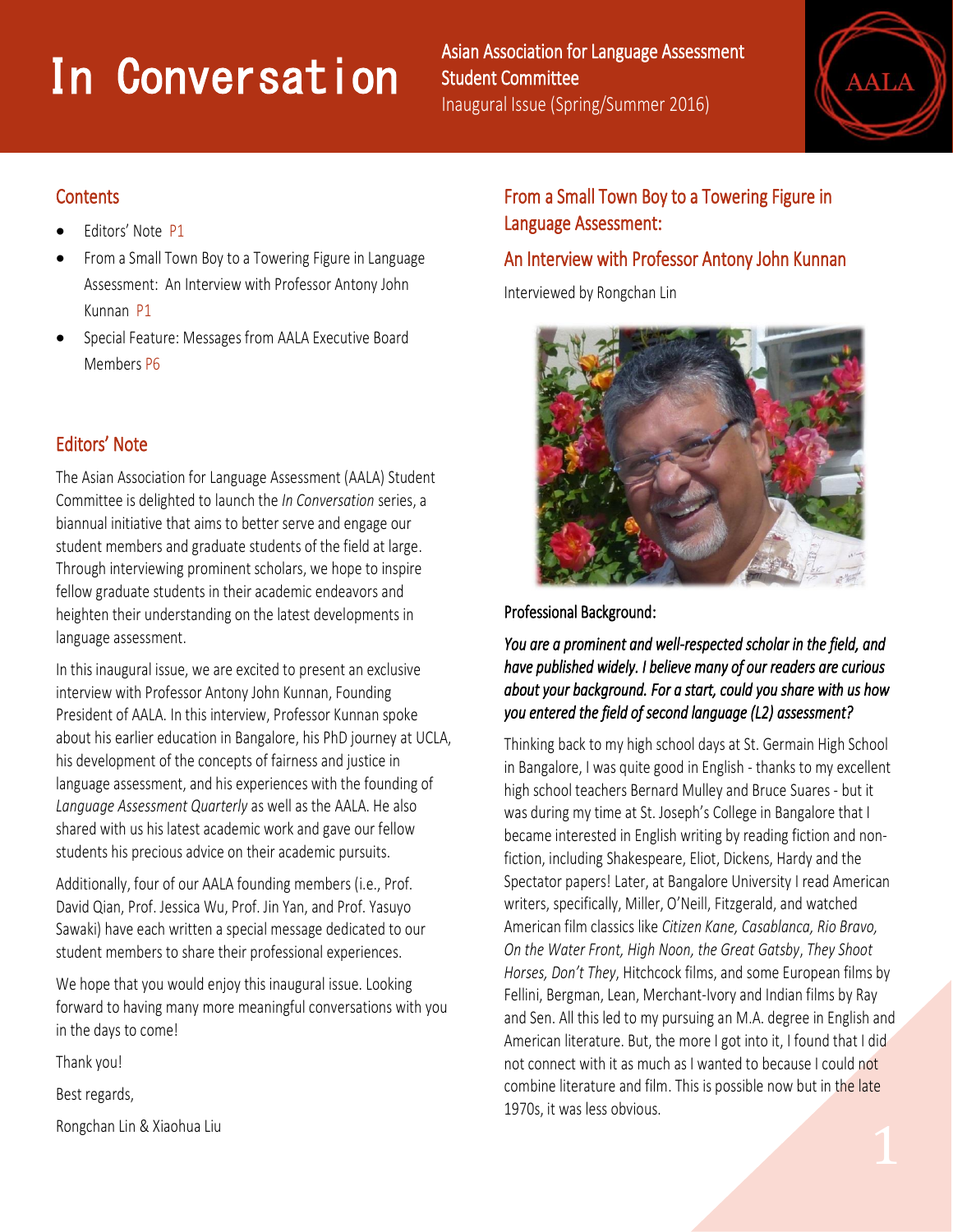# In Conversation

Asian Association for Language Assessment Student Committee

Inaugural Issue (Spring/Summer 2016)

## Contents

- Editors' Note P1
- From a Small Town Boy to a Towering Figure in Language Assessment: An Interview with Professor Antony John Kunnan P1
- Special Feature: Messages from AALA Executive Board Members P6

## Editors' Note

The Asian Association for Language Assessment (AALA) Student Committee is delighted to launch the *In Conversation* series, a biannual initiative that aims to better serve and engage our student members and graduate students of the field at large. Through interviewing prominent scholars, we hope to inspire fellow graduate students in their academic endeavors and heighten their understanding on the latest developments in language assessment.

In this inaugural issue, we are excited to present an exclusive interview with Professor Antony John Kunnan, Founding President of AALA. In this interview, Professor Kunnan spoke about his earlier education in Bangalore, his PhD journey at UCLA, his development of the concepts of fairness and justice in language assessment, and his experiences with the founding of *Language Assessment Quarterly* as well as the AALA. He also shared with us his latest academic work and gave our fellow students his precious advice on their academic pursuits.

Additionally, four of our AALA founding members (i.e., Prof. David Qian, Prof. Jessica Wu, Prof. Jin Yan, and Prof. Yasuyo Sawaki) have each written a special message dedicated to our student members to share their professional experiences.

We hope that you would enjoy this inaugural issue. Looking forward to having many more meaningful conversations with you in the days to come!

Thank you!

Best regards,

Rongchan Lin & Xiaohua Liu

## From a Small Town Boy to a Towering Figure in Language Assessment:

## An Interview with Professor Antony John Kunnan

Interviewed by Rongchan Lin

### Professional Background:

***You are a prominent and well-respected scholar in the field, and have published widely. I believe many of our readers are curious about your background. For a start, could you share with us how you entered the field of second language (L2) assessment?***

Thinking back to my high school days at St. Germain High School in Bangalore, I was quite good in English - thanks to my excellent high school teachers Bernard Mulley and Bruce Suares - but it was during my time at St. Joseph's College in Bangalore that I became interested in English writing by reading fiction and non-fiction, including Shakespeare, Eliot, Dickens, Hardy and the Spectator papers! Later, at Bangalore University I read American writers, specifically, Miller, O'Neill, Fitzgerald, and watched American film classics like *Citizen Kane, Casablanca, Rio Bravo, On the Water Front, High Noon, the Great Gatsby*, *They Shoot Horses, Don't They*, Hitchcock films, and some European films by Fellini, Bergman, Lean, Merchant-Ivory and Indian films by Ray and Sen. All this led to my pursuing an M.A. degree in English and American literature. But, the more I got into it, I found that I did not connect with it as much as I wanted to because I could not combine literature and film. This is possible now but in the late 1970s, it was less obvious.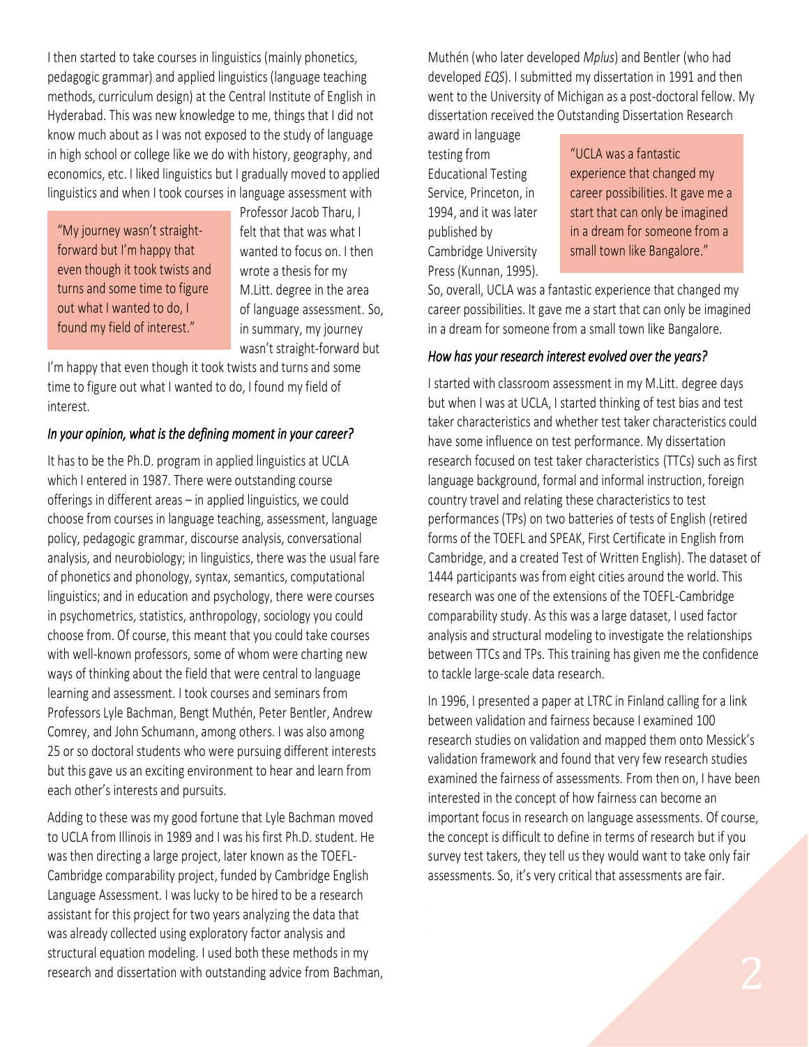I then started to take courses in linguistics (mainly phonetics, pedagogic grammar) and applied linguistics (language teaching methods, curriculum design) at the Central Institute of English in Hyderabad. This was new knowledge to me, things that I did not know much about as I was not exposed to the study of language in high school or college like we do with history, geography, and economics, etc. I liked linguistics but I gradually moved to applied linguistics and when I took courses in language assessment with Professor Jacob Tharu, I felt that that was what I wanted to focus on. I then wrote a thesis for my M.Litt. degree in the area of language assessment. So, in summary, my journey wasn't straight-forward but I'm happy that even though it took twists and turns and some time to figure out what I wanted to do, I found my field of interest.

> "My journey wasn't straight-forward but I'm happy that even though it took twists and turns and some time to figure out what I wanted to do, I found my field of interest."

### *In your opinion, what is the defining moment in your career?*

It has to be the Ph.D. program in applied linguistics at UCLA which I entered in 1987. There were outstanding course offerings in different areas – in applied linguistics, we could choose from courses in language teaching, assessment, language policy, pedagogic grammar, discourse analysis, conversational analysis, and neurobiology; in linguistics, there was the usual fare of phonetics and phonology, syntax, semantics, computational linguistics; and in education and psychology, there were courses in psychometrics, statistics, anthropology, sociology you could choose from. Of course, this meant that you could take courses with well-known professors, some of whom were charting new ways of thinking about the field that were central to language learning and assessment. I took courses and seminars from Professors Lyle Bachman, Bengt Muthén, Peter Bentler, Andrew Comrey, and John Schumann, among others. I was also among 25 or so doctoral students who were pursuing different interests but this gave us an exciting environment to hear and learn from each other's interests and pursuits.

Adding to these was my good fortune that Lyle Bachman moved to UCLA from Illinois in 1989 and I was his first Ph.D. student. He was then directing a large project, later known as the TOEFL-Cambridge comparability project, funded by Cambridge English Language Assessment. I was lucky to be hired to be a research assistant for this project for two years analyzing the data that was already collected using exploratory factor analysis and structural equation modeling. I used both these methods in my research and dissertation with outstanding advice from Bachman, Muthén (who later developed *Mplus*) and Bentler (who had developed *EQS*). I submitted my dissertation in 1991 and then went to the University of Michigan as a post-doctoral fellow. My dissertation received the Outstanding Dissertation Research award in language testing from Educational Testing Service, Princeton, in 1994, and it was later published by Cambridge University Press (Kunnan, 1995). So, overall, UCLA was a fantastic experience that changed my career possibilities. It gave me a start that can only be imagined in a dream for someone from a small town like Bangalore.

> "UCLA was a fantastic experience that changed my career possibilities. It gave me a start that can only be imagined in a dream for someone from a small town like Bangalore."

### *How has your research interest evolved over the years?*

I started with classroom assessment in my M.Litt. degree days but when I was at UCLA, I started thinking of test bias and test taker characteristics and whether test taker characteristics could have some influence on test performance. My dissertation research focused on test taker characteristics (TTCs) such as first language background, formal and informal instruction, foreign country travel and relating these characteristics to test performances (TPs) on two batteries of tests of English (retired forms of the TOEFL and SPEAK, First Certificate in English from Cambridge, and a created Test of Written English). The dataset of 1444 participants was from eight cities around the world. This research was one of the extensions of the TOEFL-Cambridge comparability study. As this was a large dataset, I used factor analysis and structural modeling to investigate the relationships between TTCs and TPs. This training has given me the confidence to tackle large-scale data research.

In 1996, I presented a paper at LTRC in Finland calling for a link between validation and fairness because I examined 100 research studies on validation and mapped them onto Messick's validation framework and found that very few research studies examined the fairness of assessments. From then on, I have been interested in the concept of how fairness can become an important focus in research on language assessments. Of course, the concept is difficult to define in terms of research but if you survey test takers, they tell us they would want to take only fair assessments. So, it's very critical that assessments are fair.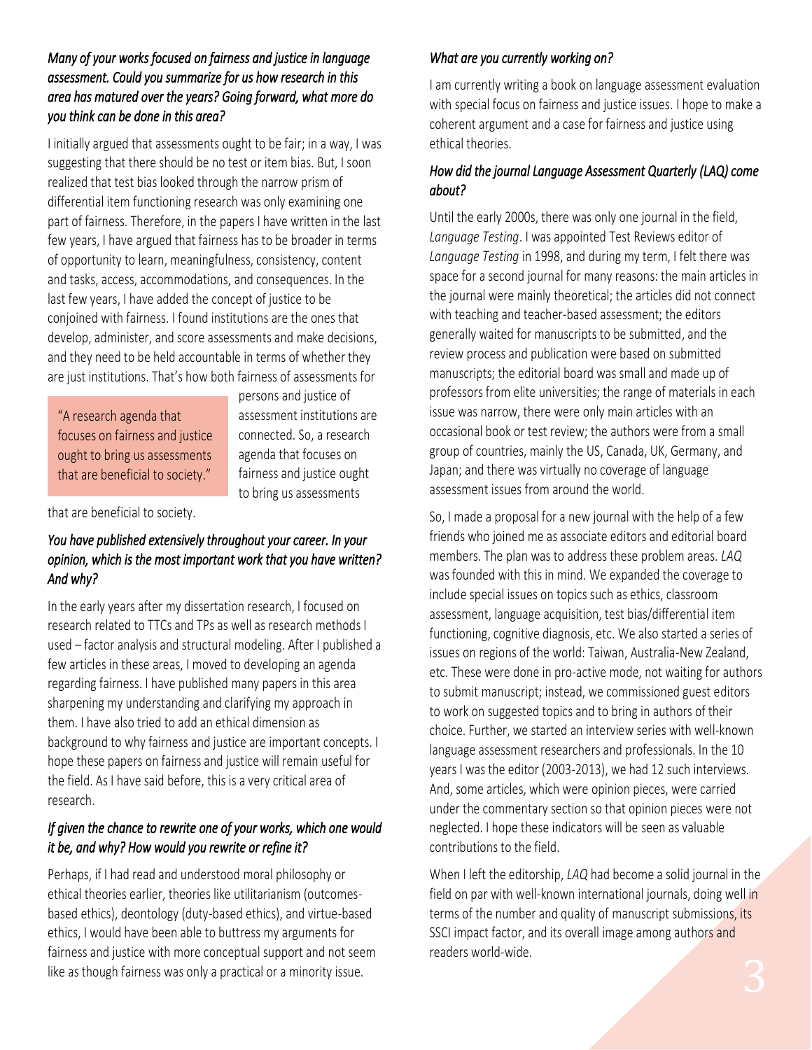***Many of your works focused on fairness and justice in language assessment. Could you summarize for us how research in this area has matured over the years? Going forward, what more do you think can be done in this area?***

I initially argued that assessments ought to be fair; in a way, I was suggesting that there should be no test or item bias. But, I soon realized that test bias looked through the narrow prism of differential item functioning research was only examining one part of fairness. Therefore, in the papers I have written in the last few years, I have argued that fairness has to be broader in terms of opportunity to learn, meaningfulness, consistency, content and tasks, access, accommodations, and consequences. In the last few years, I have added the concept of justice to be conjoined with fairness. I found institutions are the ones that develop, administer, and score assessments and make decisions, and they need to be held accountable in terms of whether they are just institutions. That's how both fairness of assessments for persons and justice of assessment institutions are connected. So, a research agenda that focuses on fairness and justice ought to bring us assessments that are beneficial to society.

> "A research agenda that focuses on fairness and justice ought to bring us assessments that are beneficial to society."

***You have published extensively throughout your career. In your opinion, which is the most important work that you have written? And why?***

In the early years after my dissertation research, I focused on research related to TTCs and TPs as well as research methods I used – factor analysis and structural modeling. After I published a few articles in these areas, I moved to developing an agenda regarding fairness. I have published many papers in this area sharpening my understanding and clarifying my approach in them. I have also tried to add an ethical dimension as background to why fairness and justice are important concepts. I hope these papers on fairness and justice will remain useful for the field. As I have said before, this is a very critical area of research.

***If given the chance to rewrite one of your works, which one would it be, and why? How would you rewrite or refine it?***

Perhaps, if I had read and understood moral philosophy or ethical theories earlier, theories like utilitarianism (outcomes-based ethics), deontology (duty-based ethics), and virtue-based ethics, I would have been able to buttress my arguments for fairness and justice with more conceptual support and not seem like as though fairness was only a practical or a minority issue.

***What are you currently working on?***

I am currently writing a book on language assessment evaluation with special focus on fairness and justice issues. I hope to make a coherent argument and a case for fairness and justice using ethical theories.

***How did the journal Language Assessment Quarterly (LAQ) come about?***

Until the early 2000s, there was only one journal in the field, *Language Testing*. I was appointed Test Reviews editor of *Language Testing* in 1998, and during my term, I felt there was space for a second journal for many reasons: the main articles in the journal were mainly theoretical; the articles did not connect with teaching and teacher-based assessment; the editors generally waited for manuscripts to be submitted, and the review process and publication were based on submitted manuscripts; the editorial board was small and made up of professors from elite universities; the range of materials in each issue was narrow, there were only main articles with an occasional book or test review; the authors were from a small group of countries, mainly the US, Canada, UK, Germany, and Japan; and there was virtually no coverage of language assessment issues from around the world.

So, I made a proposal for a new journal with the help of a few friends who joined me as associate editors and editorial board members. The plan was to address these problem areas. *LAQ* was founded with this in mind. We expanded the coverage to include special issues on topics such as ethics, classroom assessment, language acquisition, test bias/differential item functioning, cognitive diagnosis, etc. We also started a series of issues on regions of the world: Taiwan, Australia-New Zealand, etc. These were done in pro-active mode, not waiting for authors to submit manuscript; instead, we commissioned guest editors to work on suggested topics and to bring in authors of their choice. Further, we started an interview series with well-known language assessment researchers and professionals. In the 10 years I was the editor (2003-2013), we had 12 such interviews. And, some articles, which were opinion pieces, were carried under the commentary section so that opinion pieces were not neglected. I hope these indicators will be seen as valuable contributions to the field.

When I left the editorship, *LAQ* had become a solid journal in the field on par with well-known international journals, doing well in terms of the number and quality of manuscript submissions, its SSCI impact factor, and its overall image among authors and readers world-wide.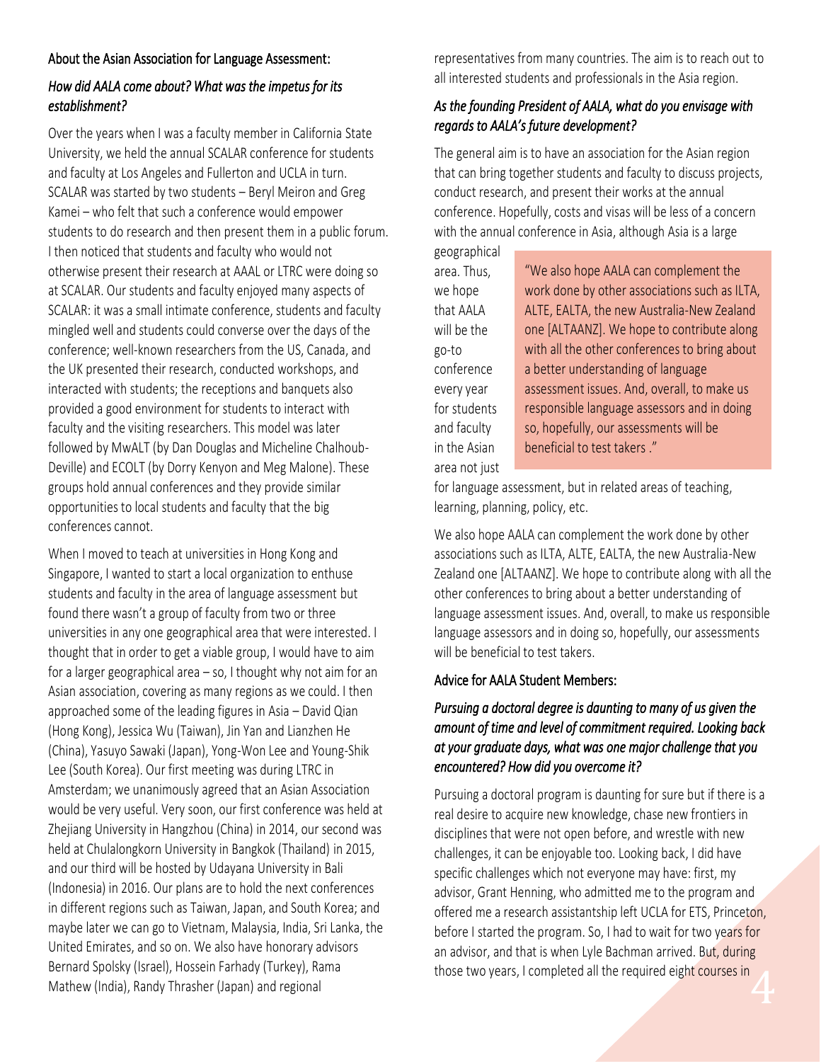### About the Asian Association for Language Assessment:

*How did AALA come about? What was the impetus for its establishment?*

Over the years when I was a faculty member in California State University, we held the annual SCALAR conference for students and faculty at Los Angeles and Fullerton and UCLA in turn. SCALAR was started by two students – Beryl Meiron and Greg Kamei – who felt that such a conference would empower students to do research and then present them in a public forum. I then noticed that students and faculty who would not otherwise present their research at AAAL or LTRC were doing so at SCALAR. Our students and faculty enjoyed many aspects of SCALAR: it was a small intimate conference, students and faculty mingled well and students could converse over the days of the conference; well-known researchers from the US, Canada, and the UK presented their research, conducted workshops, and interacted with students; the receptions and banquets also provided a good environment for students to interact with faculty and the visiting researchers. This model was later followed by MwALT (by Dan Douglas and Micheline Chalhoub-Deville) and ECOLT (by Dorry Kenyon and Meg Malone). These groups hold annual conferences and they provide similar opportunities to local students and faculty that the big conferences cannot.

When I moved to teach at universities in Hong Kong and Singapore, I wanted to start a local organization to enthuse students and faculty in the area of language assessment but found there wasn't a group of faculty from two or three universities in any one geographical area that were interested. I thought that in order to get a viable group, I would have to aim for a larger geographical area – so, I thought why not aim for an Asian association, covering as many regions as we could. I then approached some of the leading figures in Asia – David Qian (Hong Kong), Jessica Wu (Taiwan), Jin Yan and Lianzhen He (China), Yasuyo Sawaki (Japan), Yong-Won Lee and Young-Shik Lee (South Korea). Our first meeting was during LTRC in Amsterdam; we unanimously agreed that an Asian Association would be very useful. Very soon, our first conference was held at Zhejiang University in Hangzhou (China) in 2014, our second was held at Chulalongkorn University in Bangkok (Thailand) in 2015, and our third will be hosted by Udayana University in Bali (Indonesia) in 2016. Our plans are to hold the next conferences in different regions such as Taiwan, Japan, and South Korea; and maybe later we can go to Vietnam, Malaysia, India, Sri Lanka, the United Emirates, and so on. We also have honorary advisors Bernard Spolsky (Israel), Hossein Farhady (Turkey), Rama Mathew (India), Randy Thrasher (Japan) and regional representatives from many countries. The aim is to reach out to all interested students and professionals in the Asia region.

*As the founding President of AALA, what do you envisage with regards to AALA's future development?*

The general aim is to have an association for the Asian region that can bring together students and faculty to discuss projects, conduct research, and present their works at the annual conference. Hopefully, costs and visas will be less of a concern with the annual conference in Asia, although Asia is a large geographical area. Thus, we hope that AALA will be the go-to conference every year for students and faculty in the Asian area not just for language assessment, but in related areas of teaching, learning, planning, policy, etc.

> "We also hope AALA can complement the work done by other associations such as ILTA, ALTE, EALTA, the new Australia-New Zealand one [ALTAANZ]. We hope to contribute along with all the other conferences to bring about a better understanding of language assessment issues. And, overall, to make us responsible language assessors and in doing so, hopefully, our assessments will be beneficial to test takers ."

We also hope AALA can complement the work done by other associations such as ILTA, ALTE, EALTA, the new Australia-New Zealand one [ALTAANZ]. We hope to contribute along with all the other conferences to bring about a better understanding of language assessment issues. And, overall, to make us responsible language assessors and in doing so, hopefully, our assessments will be beneficial to test takers.

### Advice for AALA Student Members:

*Pursuing a doctoral degree is daunting to many of us given the amount of time and level of commitment required. Looking back at your graduate days, what was one major challenge that you encountered? How did you overcome it?*

Pursuing a doctoral program is daunting for sure but if there is a real desire to acquire new knowledge, chase new frontiers in disciplines that were not open before, and wrestle with new challenges, it can be enjoyable too. Looking back, I did have specific challenges which not everyone may have: first, my advisor, Grant Henning, who admitted me to the program and offered me a research assistantship left UCLA for ETS, Princeton, before I started the program. So, I had to wait for two years for an advisor, and that is when Lyle Bachman arrived. But, during those two years, I completed all the required eight courses in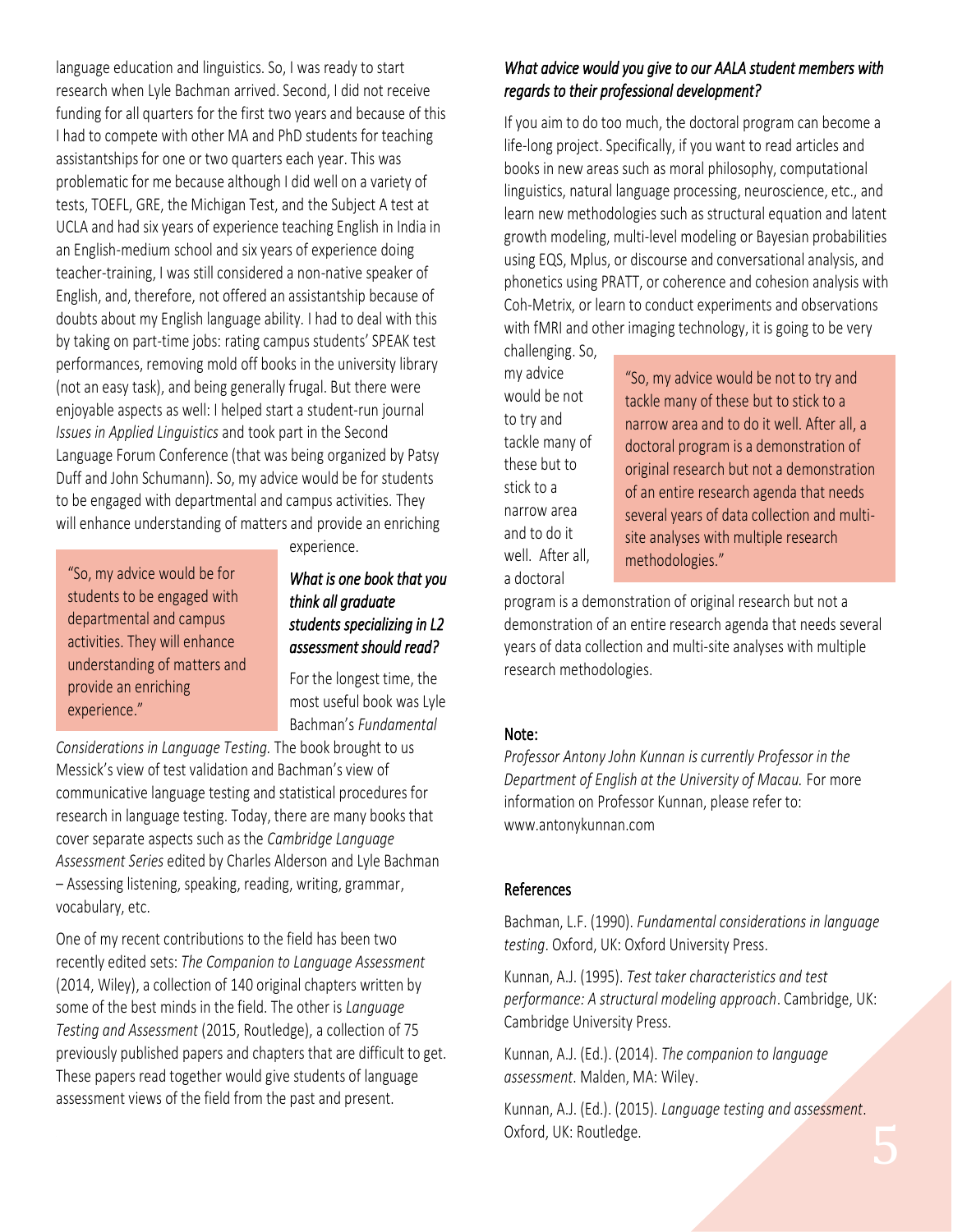language education and linguistics. So, I was ready to start research when Lyle Bachman arrived. Second, I did not receive funding for all quarters for the first two years and because of this I had to compete with other MA and PhD students for teaching assistantships for one or two quarters each year. This was problematic for me because although I did well on a variety of tests, TOEFL, GRE, the Michigan Test, and the Subject A test at UCLA and had six years of experience teaching English in India in an English-medium school and six years of experience doing teacher-training, I was still considered a non-native speaker of English, and, therefore, not offered an assistantship because of doubts about my English language ability. I had to deal with this by taking on part-time jobs: rating campus students' SPEAK test performances, removing mold off books in the university library (not an easy task), and being generally frugal. But there were enjoyable aspects as well: I helped start a student-run journal *Issues in Applied Linguistics* and took part in the Second Language Forum Conference (that was being organized by Patsy Duff and John Schumann). So, my advice would be for students to be engaged with departmental and campus activities. They will enhance understanding of matters and provide an enriching experience.

> "So, my advice would be for students to be engaged with departmental and campus activities. They will enhance understanding of matters and provide an enriching experience."

### *What is one book that you think all graduate students specializing in L2 assessment should read?*

For the longest time, the most useful book was Lyle Bachman's *Fundamental Considerations in Language Testing.* The book brought to us Messick's view of test validation and Bachman's view of communicative language testing and statistical procedures for research in language testing. Today, there are many books that cover separate aspects such as the *Cambridge Language Assessment Series* edited by Charles Alderson and Lyle Bachman – Assessing listening, speaking, reading, writing, grammar, vocabulary, etc.

One of my recent contributions to the field has been two recently edited sets: *The Companion to Language Assessment* (2014, Wiley), a collection of 140 original chapters written by some of the best minds in the field. The other is *Language Testing and Assessment* (2015, Routledge), a collection of 75 previously published papers and chapters that are difficult to get. These papers read together would give students of language assessment views of the field from the past and present.

### *What advice would you give to our AALA student members with regards to their professional development?*

If you aim to do too much, the doctoral program can become a life-long project. Specifically, if you want to read articles and books in new areas such as moral philosophy, computational linguistics, natural language processing, neuroscience, etc., and learn new methodologies such as structural equation and latent growth modeling, multi-level modeling or Bayesian probabilities using EQS, Mplus, or discourse and conversational analysis, and phonetics using PRATT, or coherence and cohesion analysis with Coh-Metrix, or learn to conduct experiments and observations with fMRI and other imaging technology, it is going to be very challenging. So, my advice would be not to try and tackle many of these but to stick to a narrow area and to do it well. After all, a doctoral program is a demonstration of original research but not a demonstration of an entire research agenda that needs several years of data collection and multi-site analyses with multiple research methodologies.

> "So, my advice would be not to try and tackle many of these but to stick to a narrow area and to do it well. After all, a doctoral program is a demonstration of original research but not a demonstration of an entire research agenda that needs several years of data collection and multi-site analyses with multiple research methodologies."

#### Note:

*Professor Antony John Kunnan is currently Professor in the Department of English at the University of Macau.* For more information on Professor Kunnan, please refer to: www.antonykunnan.com

#### References

Bachman, L.F. (1990). *Fundamental considerations in language testing*. Oxford, UK: Oxford University Press.

Kunnan, A.J. (1995). *Test taker characteristics and test performance: A structural modeling approach*. Cambridge, UK: Cambridge University Press.

Kunnan, A.J. (Ed.). (2014). *The companion to language assessment*. Malden, MA: Wiley.

Kunnan, A.J. (Ed.). (2015). *Language testing and assessment*. Oxford, UK: Routledge.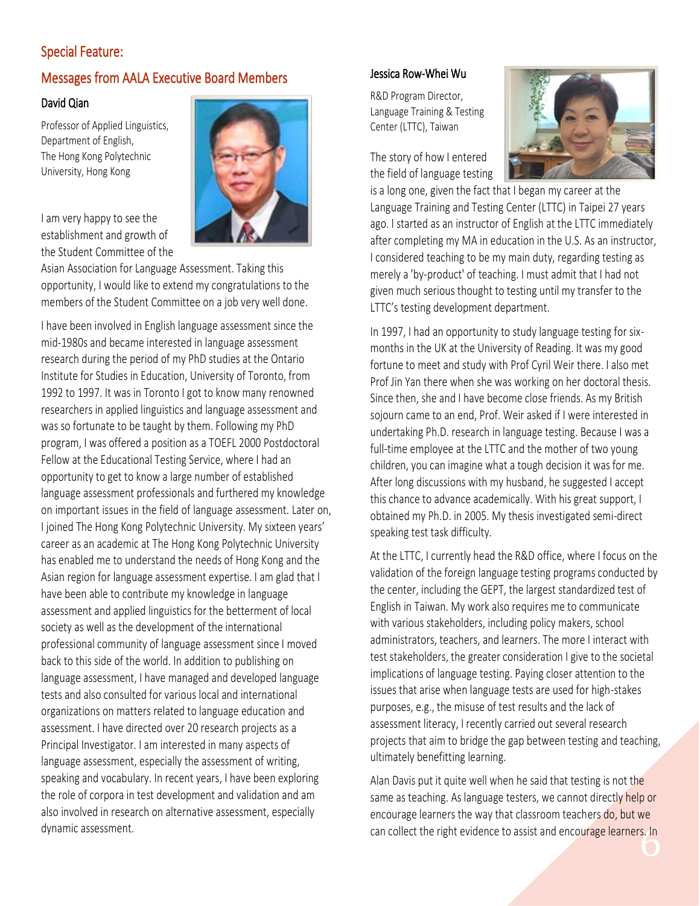## Special Feature:

## Messages from AALA Executive Board Members

### David Qian

Professor of Applied Linguistics,
Department of English,
The Hong Kong Polytechnic University, Hong Kong

I am very happy to see the establishment and growth of the Student Committee of the Asian Association for Language Assessment. Taking this opportunity, I would like to extend my congratulations to the members of the Student Committee on a job very well done.

I have been involved in English language assessment since the mid-1980s and became interested in language assessment research during the period of my PhD studies at the Ontario Institute for Studies in Education, University of Toronto, from 1992 to 1997. It was in Toronto I got to know many renowned researchers in applied linguistics and language assessment and was so fortunate to be taught by them. Following my PhD program, I was offered a position as a TOEFL 2000 Postdoctoral Fellow at the Educational Testing Service, where I had an opportunity to get to know a large number of established language assessment professionals and furthered my knowledge on important issues in the field of language assessment. Later on, I joined The Hong Kong Polytechnic University. My sixteen years' career as an academic at The Hong Kong Polytechnic University has enabled me to understand the needs of Hong Kong and the Asian region for language assessment expertise. I am glad that I have been able to contribute my knowledge in language assessment and applied linguistics for the betterment of local society as well as the development of the international professional community of language assessment since I moved back to this side of the world. In addition to publishing on language assessment, I have managed and developed language tests and also consulted for various local and international organizations on matters related to language education and assessment. I have directed over 20 research projects as a Principal Investigator. I am interested in many aspects of language assessment, especially the assessment of writing, speaking and vocabulary. In recent years, I have been exploring the role of corpora in test development and validation and am also involved in research on alternative assessment, especially dynamic assessment.

### Jessica Row-Whei Wu

R&D Program Director,
Language Training & Testing Center (LTTC), Taiwan

The story of how I entered the field of language testing is a long one, given the fact that I began my career at the Language Training and Testing Center (LTTC) in Taipei 27 years ago. I started as an instructor of English at the LTTC immediately after completing my MA in education in the U.S. As an instructor, I considered teaching to be my main duty, regarding testing as merely a 'by-product' of teaching. I must admit that I had not given much serious thought to testing until my transfer to the LTTC's testing development department.

In 1997, I had an opportunity to study language testing for six-months in the UK at the University of Reading. It was my good fortune to meet and study with Prof Cyril Weir there. I also met Prof Jin Yan there when she was working on her doctoral thesis. Since then, she and I have become close friends. As my British sojourn came to an end, Prof. Weir asked if I were interested in undertaking Ph.D. research in language testing. Because I was a full-time employee at the LTTC and the mother of two young children, you can imagine what a tough decision it was for me. After long discussions with my husband, he suggested I accept this chance to advance academically. With his great support, I obtained my Ph.D. in 2005. My thesis investigated semi-direct speaking test task difficulty.

At the LTTC, I currently head the R&D office, where I focus on the validation of the foreign language testing programs conducted by the center, including the GEPT, the largest standardized test of English in Taiwan. My work also requires me to communicate with various stakeholders, including policy makers, school administrators, teachers, and learners. The more I interact with test stakeholders, the greater consideration I give to the societal implications of language testing. Paying closer attention to the issues that arise when language tests are used for high-stakes purposes, e.g., the misuse of test results and the lack of assessment literacy, I recently carried out several research projects that aim to bridge the gap between testing and teaching, ultimately benefitting learning.

Alan Davis put it quite well when he said that testing is not the same as teaching. As language testers, we cannot directly help or encourage learners the way that classroom teachers do, but we can collect the right evidence to assist and encourage learners. In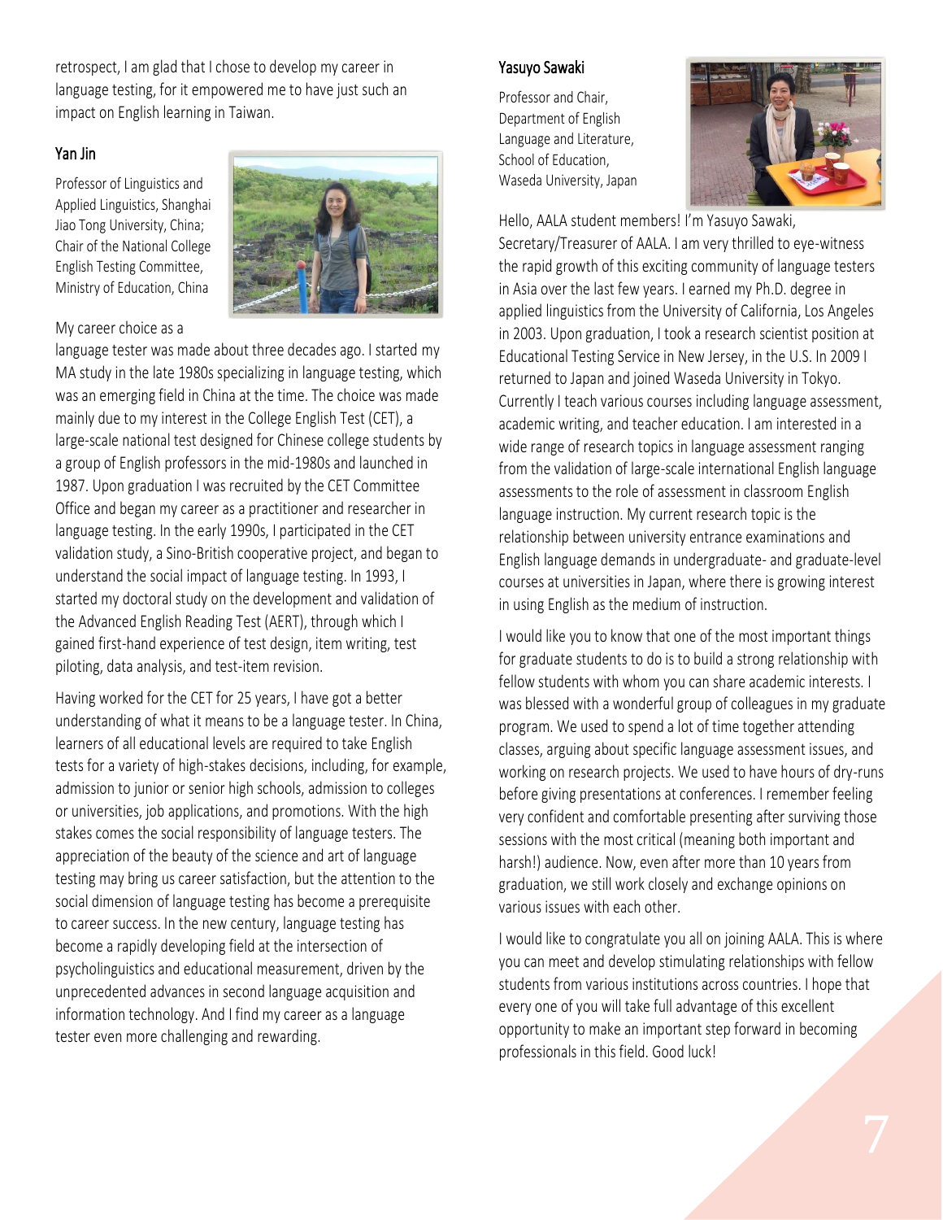retrospect, I am glad that I chose to develop my career in language testing, for it empowered me to have just such an impact on English learning in Taiwan.

### Yan Jin

Professor of Linguistics and Applied Linguistics, Shanghai Jiao Tong University, China; Chair of the National College English Testing Committee, Ministry of Education, China

My career choice as a language tester was made about three decades ago. I started my MA study in the late 1980s specializing in language testing, which was an emerging field in China at the time. The choice was made mainly due to my interest in the College English Test (CET), a large-scale national test designed for Chinese college students by a group of English professors in the mid-1980s and launched in 1987. Upon graduation I was recruited by the CET Committee Office and began my career as a practitioner and researcher in language testing. In the early 1990s, I participated in the CET validation study, a Sino-British cooperative project, and began to understand the social impact of language testing. In 1993, I started my doctoral study on the development and validation of the Advanced English Reading Test (AERT), through which I gained first-hand experience of test design, item writing, test piloting, data analysis, and test-item revision.

Having worked for the CET for 25 years, I have got a better understanding of what it means to be a language tester. In China, learners of all educational levels are required to take English tests for a variety of high-stakes decisions, including, for example, admission to junior or senior high schools, admission to colleges or universities, job applications, and promotions. With the high stakes comes the social responsibility of language testers. The appreciation of the beauty of the science and art of language testing may bring us career satisfaction, but the attention to the social dimension of language testing has become a prerequisite to career success. In the new century, language testing has become a rapidly developing field at the intersection of psycholinguistics and educational measurement, driven by the unprecedented advances in second language acquisition and information technology. And I find my career as a language tester even more challenging and rewarding.

### Yasuyo Sawaki

Professor and Chair, Department of English Language and Literature, School of Education, Waseda University, Japan

Hello, AALA student members! I'm Yasuyo Sawaki, Secretary/Treasurer of AALA. I am very thrilled to eye-witness the rapid growth of this exciting community of language testers in Asia over the last few years. I earned my Ph.D. degree in applied linguistics from the University of California, Los Angeles in 2003. Upon graduation, I took a research scientist position at Educational Testing Service in New Jersey, in the U.S. In 2009 I returned to Japan and joined Waseda University in Tokyo. Currently I teach various courses including language assessment, academic writing, and teacher education. I am interested in a wide range of research topics in language assessment ranging from the validation of large-scale international English language assessments to the role of assessment in classroom English language instruction. My current research topic is the relationship between university entrance examinations and English language demands in undergraduate- and graduate-level courses at universities in Japan, where there is growing interest in using English as the medium of instruction.

I would like you to know that one of the most important things for graduate students to do is to build a strong relationship with fellow students with whom you can share academic interests. I was blessed with a wonderful group of colleagues in my graduate program. We used to spend a lot of time together attending classes, arguing about specific language assessment issues, and working on research projects. We used to have hours of dry-runs before giving presentations at conferences. I remember feeling very confident and comfortable presenting after surviving those sessions with the most critical (meaning both important and harsh!) audience. Now, even after more than 10 years from graduation, we still work closely and exchange opinions on various issues with each other.

I would like to congratulate you all on joining AALA. This is where you can meet and develop stimulating relationships with fellow students from various institutions across countries. I hope that every one of you will take full advantage of this excellent opportunity to make an important step forward in becoming professionals in this field. Good luck!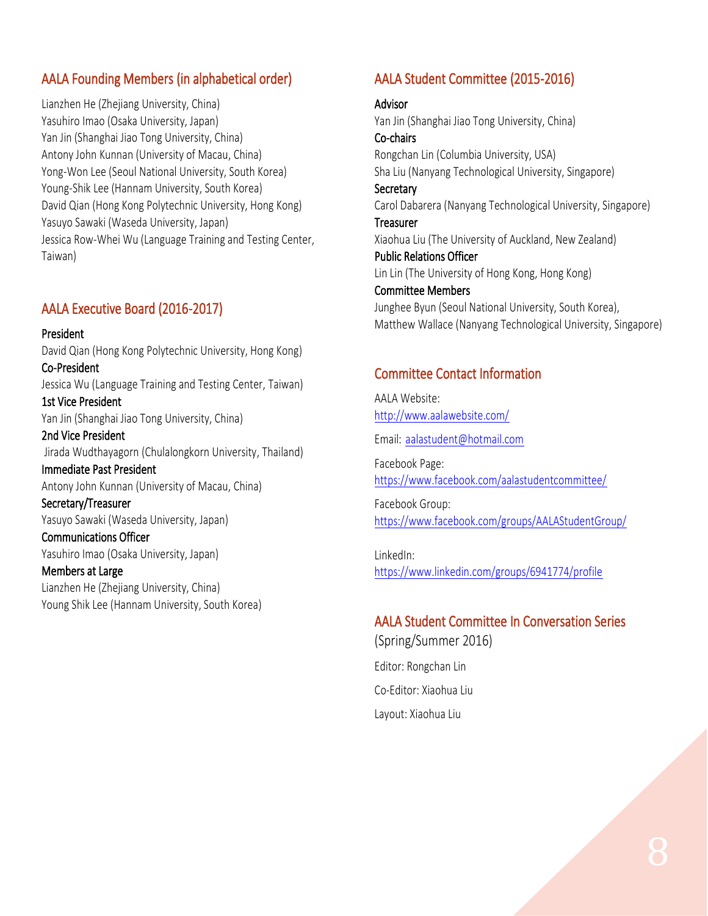## AALA Founding Members (in alphabetical order)

Lianzhen He (Zhejiang University, China)
Yasuhiro Imao (Osaka University, Japan)
Yan Jin (Shanghai Jiao Tong University, China)
Antony John Kunnan (University of Macau, China)
Yong-Won Lee (Seoul National University, South Korea)
Young-Shik Lee (Hannam University, South Korea)
David Qian (Hong Kong Polytechnic University, Hong Kong)
Yasuyo Sawaki (Waseda University, Japan)
Jessica Row-Whei Wu (Language Training and Testing Center, Taiwan)

## AALA Executive Board (2016-2017)

**President**
David Qian (Hong Kong Polytechnic University, Hong Kong)

**Co-President**
Jessica Wu (Language Training and Testing Center, Taiwan)

**1st Vice President**
Yan Jin (Shanghai Jiao Tong University, China)

**2nd Vice President**
Jirada Wudthayagorn (Chulalongkorn University, Thailand)

**Immediate Past President**
Antony John Kunnan (University of Macau, China)

**Secretary/Treasurer**
Yasuyo Sawaki (Waseda University, Japan)

**Communications Officer**
Yasuhiro Imao (Osaka University, Japan)

**Members at Large**
Lianzhen He (Zhejiang University, China)
Young Shik Lee (Hannam University, South Korea)

## AALA Student Committee (2015-2016)

**Advisor**
Yan Jin (Shanghai Jiao Tong University, China)

**Co-chairs**
Rongchan Lin (Columbia University, USA)
Sha Liu (Nanyang Technological University, Singapore)

**Secretary**
Carol Dabarera (Nanyang Technological University, Singapore)

**Treasurer**
Xiaohua Liu (The University of Auckland, New Zealand)

**Public Relations Officer**
Lin Lin (The University of Hong Kong, Hong Kong)

**Committee Members**
Junghee Byun (Seoul National University, South Korea),
Matthew Wallace (Nanyang Technological University, Singapore)

## Committee Contact Information

AALA Website:
http://www.aalawebsite.com/

Email: aalastudent@hotmail.com

Facebook Page:
https://www.facebook.com/aalastudentcommittee/

Facebook Group:
https://www.facebook.com/groups/AALAStudentGroup/

LinkedIn:
https://www.linkedin.com/groups/6941774/profile

## AALA Student Committee In Conversation Series

(Spring/Summer 2016)

Editor: Rongchan Lin

Co-Editor: Xiaohua Liu

Layout: Xiaohua Liu